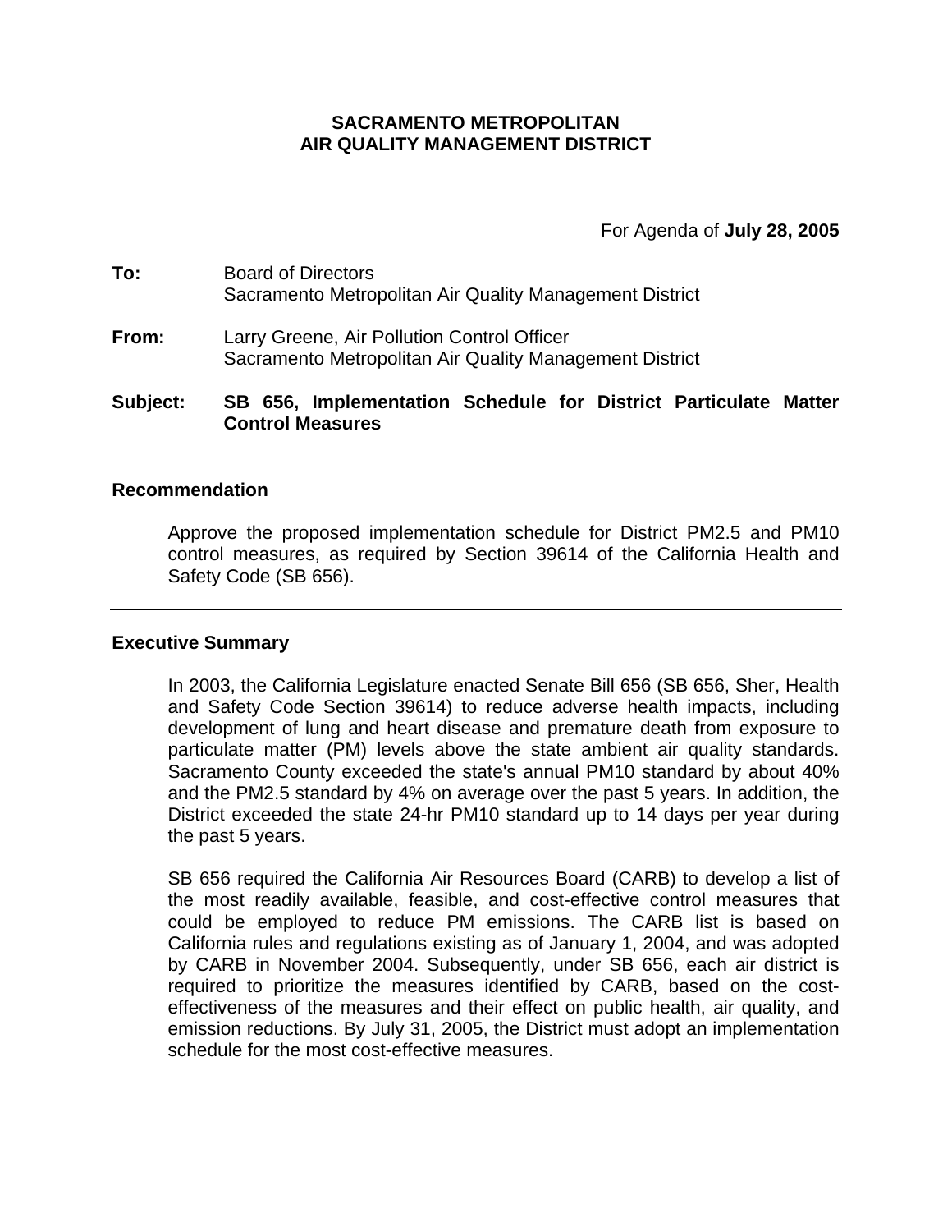**SACRAMENTO METROPOLITAN**
**AIR QUALITY MANAGEMENT DISTRICT**

For Agenda of **July 28, 2005**

**To:** Board of Directors
Sacramento Metropolitan Air Quality Management District

**From:** Larry Greene, Air Pollution Control Officer
Sacramento Metropolitan Air Quality Management District

**Subject:** **SB 656, Implementation Schedule for District Particulate Matter Control Measures**

---

## Recommendation

Approve the proposed implementation schedule for District PM2.5 and PM10 control measures, as required by Section 39614 of the California Health and Safety Code (SB 656).

---

## Executive Summary

In 2003, the California Legislature enacted Senate Bill 656 (SB 656, Sher, Health and Safety Code Section 39614) to reduce adverse health impacts, including development of lung and heart disease and premature death from exposure to particulate matter (PM) levels above the state ambient air quality standards. Sacramento County exceeded the state's annual PM10 standard by about 40% and the PM2.5 standard by 4% on average over the past 5 years. In addition, the District exceeded the state 24-hr PM10 standard up to 14 days per year during the past 5 years.

SB 656 required the California Air Resources Board (CARB) to develop a list of the most readily available, feasible, and cost-effective control measures that could be employed to reduce PM emissions. The CARB list is based on California rules and regulations existing as of January 1, 2004, and was adopted by CARB in November 2004. Subsequently, under SB 656, each air district is required to prioritize the measures identified by CARB, based on the cost-effectiveness of the measures and their effect on public health, air quality, and emission reductions. By July 31, 2005, the District must adopt an implementation schedule for the most cost-effective measures.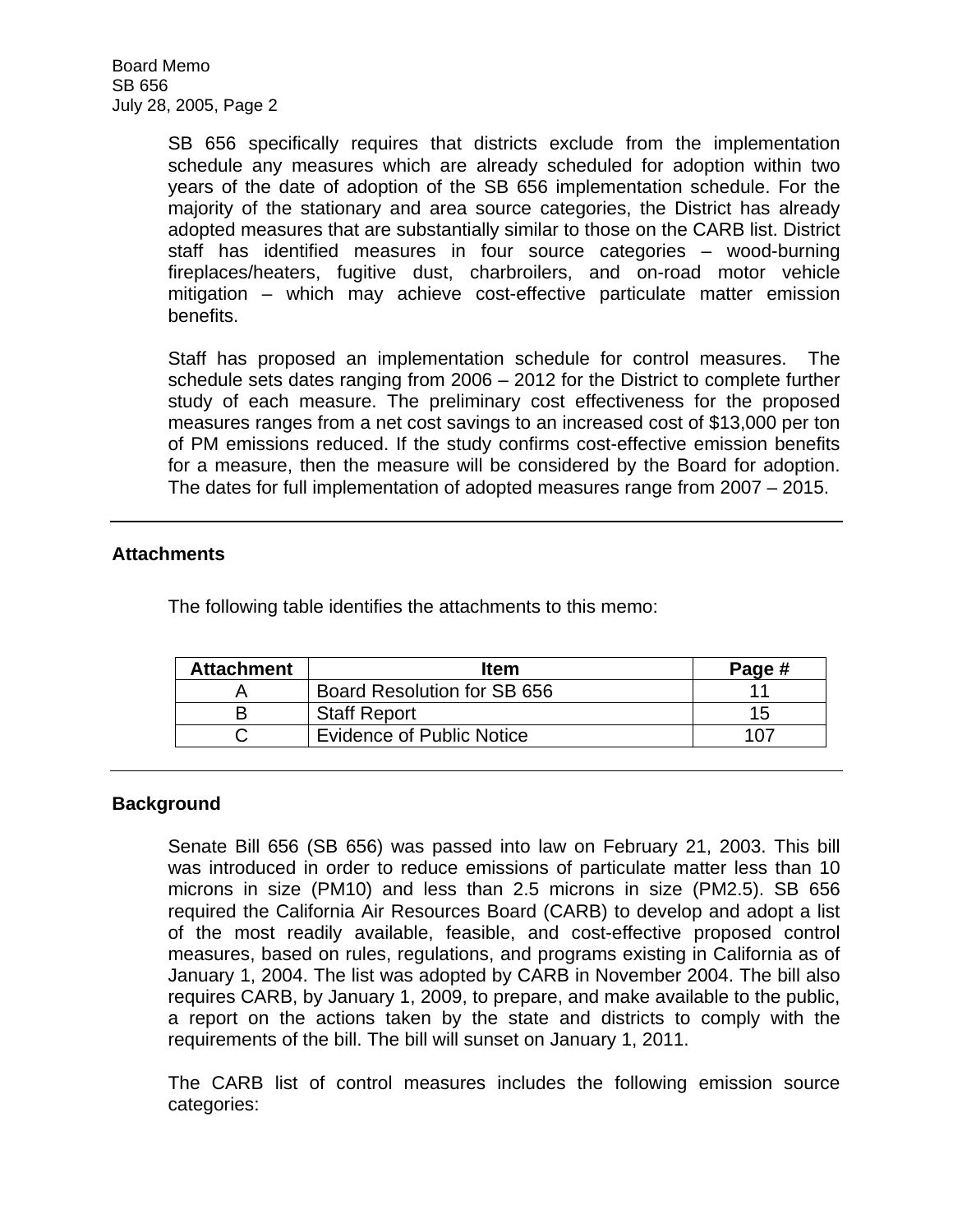SB 656 specifically requires that districts exclude from the implementation schedule any measures which are already scheduled for adoption within two years of the date of adoption of the SB 656 implementation schedule. For the majority of the stationary and area source categories, the District has already adopted measures that are substantially similar to those on the CARB list. District staff has identified measures in four source categories – wood-burning fireplaces/heaters, fugitive dust, charbroilers, and on-road motor vehicle mitigation – which may achieve cost-effective particulate matter emission benefits.

Staff has proposed an implementation schedule for control measures. The schedule sets dates ranging from 2006 – 2012 for the District to complete further study of each measure. The preliminary cost effectiveness for the proposed measures ranges from a net cost savings to an increased cost of $13,000 per ton of PM emissions reduced. If the study confirms cost-effective emission benefits for a measure, then the measure will be considered by the Board for adoption. The dates for full implementation of adopted measures range from 2007 – 2015.

## Attachments

The following table identifies the attachments to this memo:

| Attachment | Item | Page # |
|---|---|---|
| A | Board Resolution for SB 656 | 11 |
| B | Staff Report | 15 |
| C | Evidence of Public Notice | 107 |

## Background

Senate Bill 656 (SB 656) was passed into law on February 21, 2003. This bill was introduced in order to reduce emissions of particulate matter less than 10 microns in size (PM10) and less than 2.5 microns in size (PM2.5). SB 656 required the California Air Resources Board (CARB) to develop and adopt a list of the most readily available, feasible, and cost-effective proposed control measures, based on rules, regulations, and programs existing in California as of January 1, 2004. The list was adopted by CARB in November 2004. The bill also requires CARB, by January 1, 2009, to prepare, and make available to the public, a report on the actions taken by the state and districts to comply with the requirements of the bill. The bill will sunset on January 1, 2011.

The CARB list of control measures includes the following emission source categories: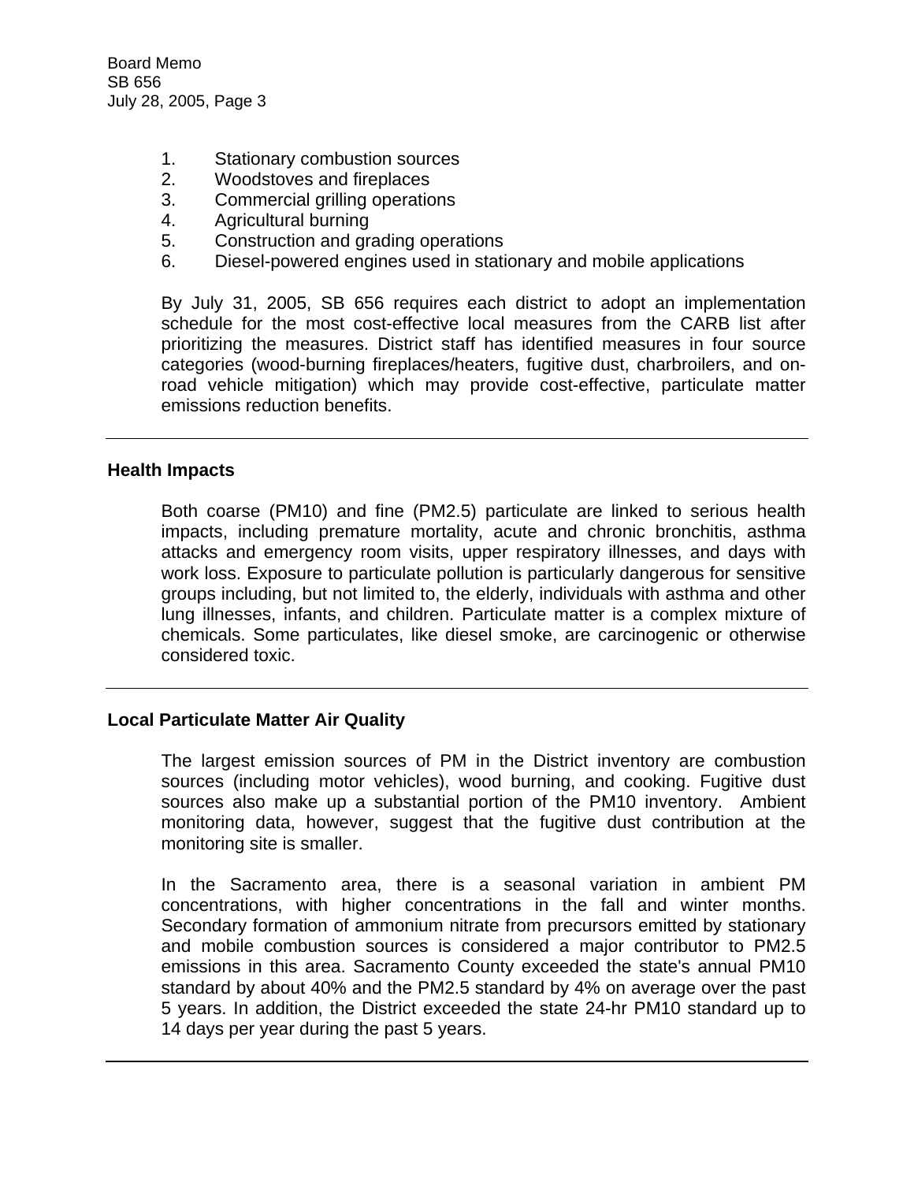1. Stationary combustion sources
2. Woodstoves and fireplaces
3. Commercial grilling operations
4. Agricultural burning
5. Construction and grading operations
6. Diesel-powered engines used in stationary and mobile applications

By July 31, 2005, SB 656 requires each district to adopt an implementation schedule for the most cost-effective local measures from the CARB list after prioritizing the measures. District staff has identified measures in four source categories (wood-burning fireplaces/heaters, fugitive dust, charbroilers, and on-road vehicle mitigation) which may provide cost-effective, particulate matter emissions reduction benefits.

---

**Health Impacts**

Both coarse (PM10) and fine (PM2.5) particulate are linked to serious health impacts, including premature mortality, acute and chronic bronchitis, asthma attacks and emergency room visits, upper respiratory illnesses, and days with work loss. Exposure to particulate pollution is particularly dangerous for sensitive groups including, but not limited to, the elderly, individuals with asthma and other lung illnesses, infants, and children. Particulate matter is a complex mixture of chemicals. Some particulates, like diesel smoke, are carcinogenic or otherwise considered toxic.

---

**Local Particulate Matter Air Quality**

The largest emission sources of PM in the District inventory are combustion sources (including motor vehicles), wood burning, and cooking. Fugitive dust sources also make up a substantial portion of the PM10 inventory. Ambient monitoring data, however, suggest that the fugitive dust contribution at the monitoring site is smaller.

In the Sacramento area, there is a seasonal variation in ambient PM concentrations, with higher concentrations in the fall and winter months. Secondary formation of ammonium nitrate from precursors emitted by stationary and mobile combustion sources is considered a major contributor to PM2.5 emissions in this area. Sacramento County exceeded the state's annual PM10 standard by about 40% and the PM2.5 standard by 4% on average over the past 5 years. In addition, the District exceeded the state 24-hr PM10 standard up to 14 days per year during the past 5 years.

---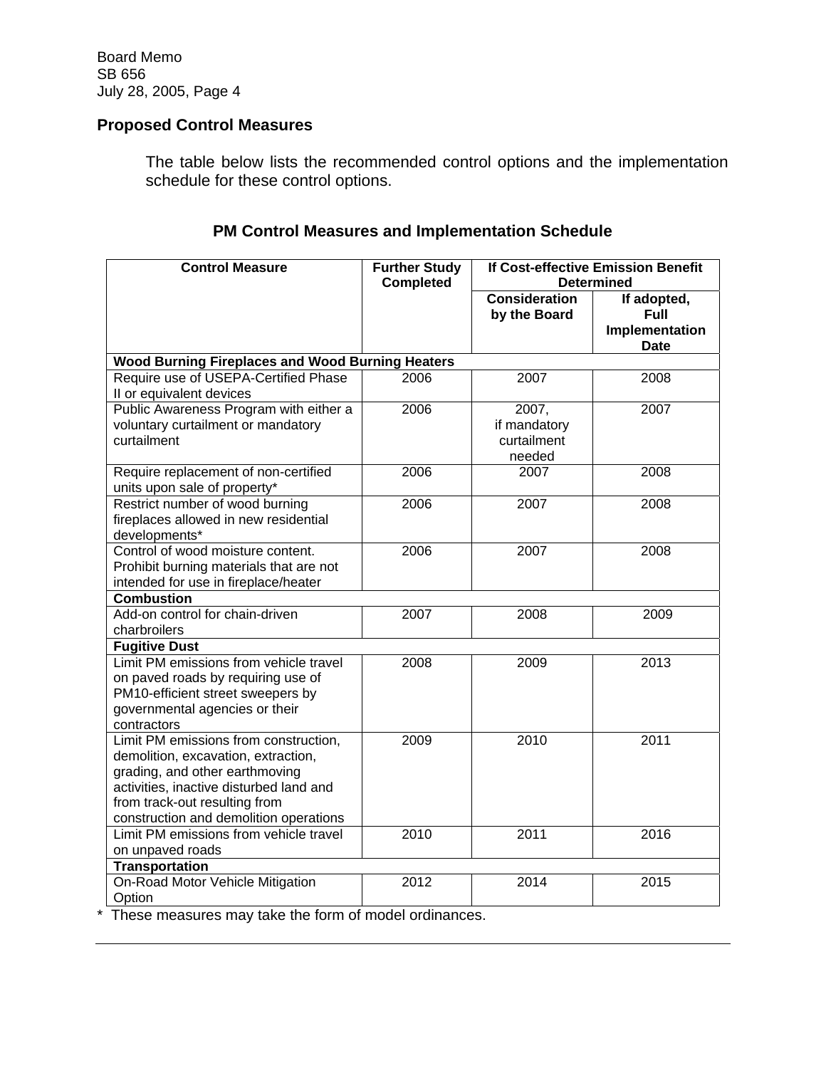## Proposed Control Measures

The table below lists the recommended control options and the implementation schedule for these control options.

### PM Control Measures and Implementation Schedule

| Control Measure | Further Study Completed | If Cost-effective Emission Benefit Determined | |
|---|---|---|---|
| | | Consideration by the Board | If adopted, Full Implementation Date |
| **Wood Burning Fireplaces and Wood Burning Heaters** | | | |
| Require use of USEPA-Certified Phase II or equivalent devices | 2006 | 2007 | 2008 |
| Public Awareness Program with either a voluntary curtailment or mandatory curtailment | 2006 | 2007, if mandatory curtailment needed | 2007 |
| Require replacement of non-certified units upon sale of property* | 2006 | 2007 | 2008 |
| Restrict number of wood burning fireplaces allowed in new residential developments* | 2006 | 2007 | 2008 |
| Control of wood moisture content. Prohibit burning materials that are not intended for use in fireplace/heater | 2006 | 2007 | 2008 |
| **Combustion** | | | |
| Add-on control for chain-driven charbroilers | 2007 | 2008 | 2009 |
| **Fugitive Dust** | | | |
| Limit PM emissions from vehicle travel on paved roads by requiring use of PM10-efficient street sweepers by governmental agencies or their contractors | 2008 | 2009 | 2013 |
| Limit PM emissions from construction, demolition, excavation, extraction, grading, and other earthmoving activities, inactive disturbed land and from track-out resulting from construction and demolition operations | 2009 | 2010 | 2011 |
| Limit PM emissions from vehicle travel on unpaved roads | 2010 | 2011 | 2016 |
| **Transportation** | | | |
| On-Road Motor Vehicle Mitigation Option | 2012 | 2014 | 2015 |

\* These measures may take the form of model ordinances.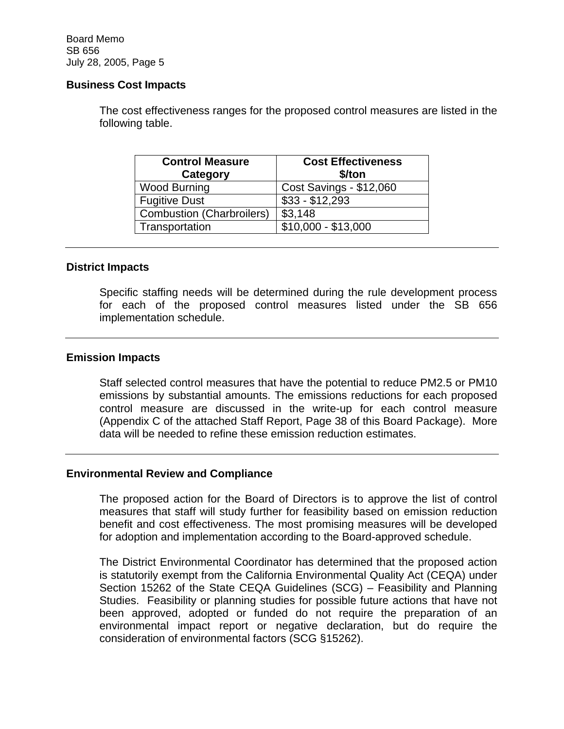### Business Cost Impacts

The cost effectiveness ranges for the proposed control measures are listed in the following table.

| Control Measure Category | Cost Effectiveness $/ton |
|---|---|
| Wood Burning | Cost Savings - $12,060 |
| Fugitive Dust | $33 - $12,293 |
| Combustion (Charbroilers) | $3,148 |
| Transportation | $10,000 - $13,000 |

---

### District Impacts

Specific staffing needs will be determined during the rule development process for each of the proposed control measures listed under the SB 656 implementation schedule.

---

### Emission Impacts

Staff selected control measures that have the potential to reduce PM2.5 or PM10 emissions by substantial amounts. The emissions reductions for each proposed control measure are discussed in the write-up for each control measure (Appendix C of the attached Staff Report, Page 38 of this Board Package). More data will be needed to refine these emission reduction estimates.

---

### Environmental Review and Compliance

The proposed action for the Board of Directors is to approve the list of control measures that staff will study further for feasibility based on emission reduction benefit and cost effectiveness. The most promising measures will be developed for adoption and implementation according to the Board-approved schedule.

The District Environmental Coordinator has determined that the proposed action is statutorily exempt from the California Environmental Quality Act (CEQA) under Section 15262 of the State CEQA Guidelines (SCG) – Feasibility and Planning Studies. Feasibility or planning studies for possible future actions that have not been approved, adopted or funded do not require the preparation of an environmental impact report or negative declaration, but do require the consideration of environmental factors (SCG §15262).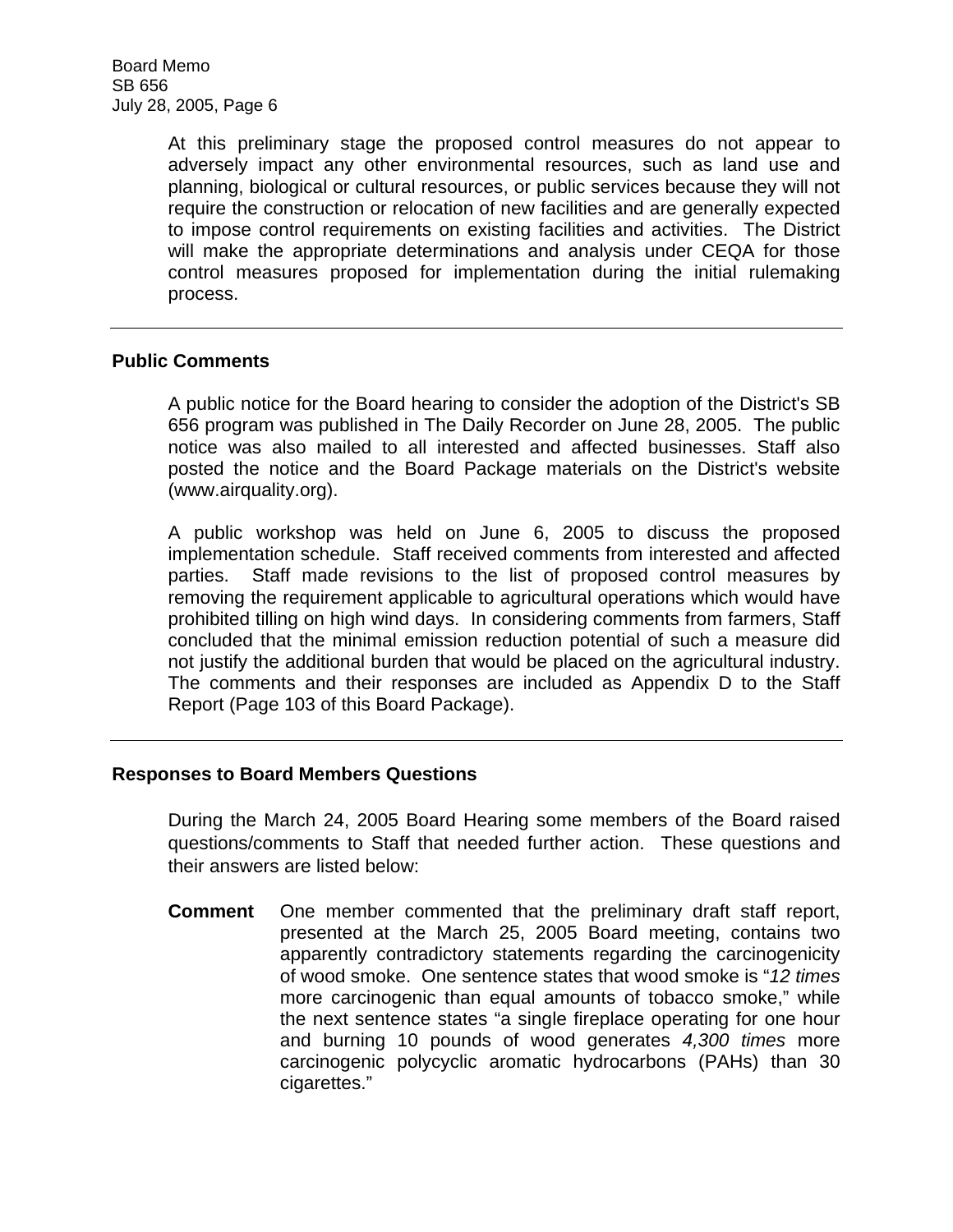At this preliminary stage the proposed control measures do not appear to adversely impact any other environmental resources, such as land use and planning, biological or cultural resources, or public services because they will not require the construction or relocation of new facilities and are generally expected to impose control requirements on existing facilities and activities. The District will make the appropriate determinations and analysis under CEQA for those control measures proposed for implementation during the initial rulemaking process.

---

## Public Comments

A public notice for the Board hearing to consider the adoption of the District's SB 656 program was published in The Daily Recorder on June 28, 2005. The public notice was also mailed to all interested and affected businesses. Staff also posted the notice and the Board Package materials on the District's website (www.airquality.org).

A public workshop was held on June 6, 2005 to discuss the proposed implementation schedule. Staff received comments from interested and affected parties. Staff made revisions to the list of proposed control measures by removing the requirement applicable to agricultural operations which would have prohibited tilling on high wind days. In considering comments from farmers, Staff concluded that the minimal emission reduction potential of such a measure did not justify the additional burden that would be placed on the agricultural industry. The comments and their responses are included as Appendix D to the Staff Report (Page 103 of this Board Package).

---

## Responses to Board Members Questions

During the March 24, 2005 Board Hearing some members of the Board raised questions/comments to Staff that needed further action. These questions and their answers are listed below:

**Comment** One member commented that the preliminary draft staff report, presented at the March 25, 2005 Board meeting, contains two apparently contradictory statements regarding the carcinogenicity of wood smoke. One sentence states that wood smoke is "*12 times* more carcinogenic than equal amounts of tobacco smoke," while the next sentence states "a single fireplace operating for one hour and burning 10 pounds of wood generates *4,300 times* more carcinogenic polycyclic aromatic hydrocarbons (PAHs) than 30 cigarettes."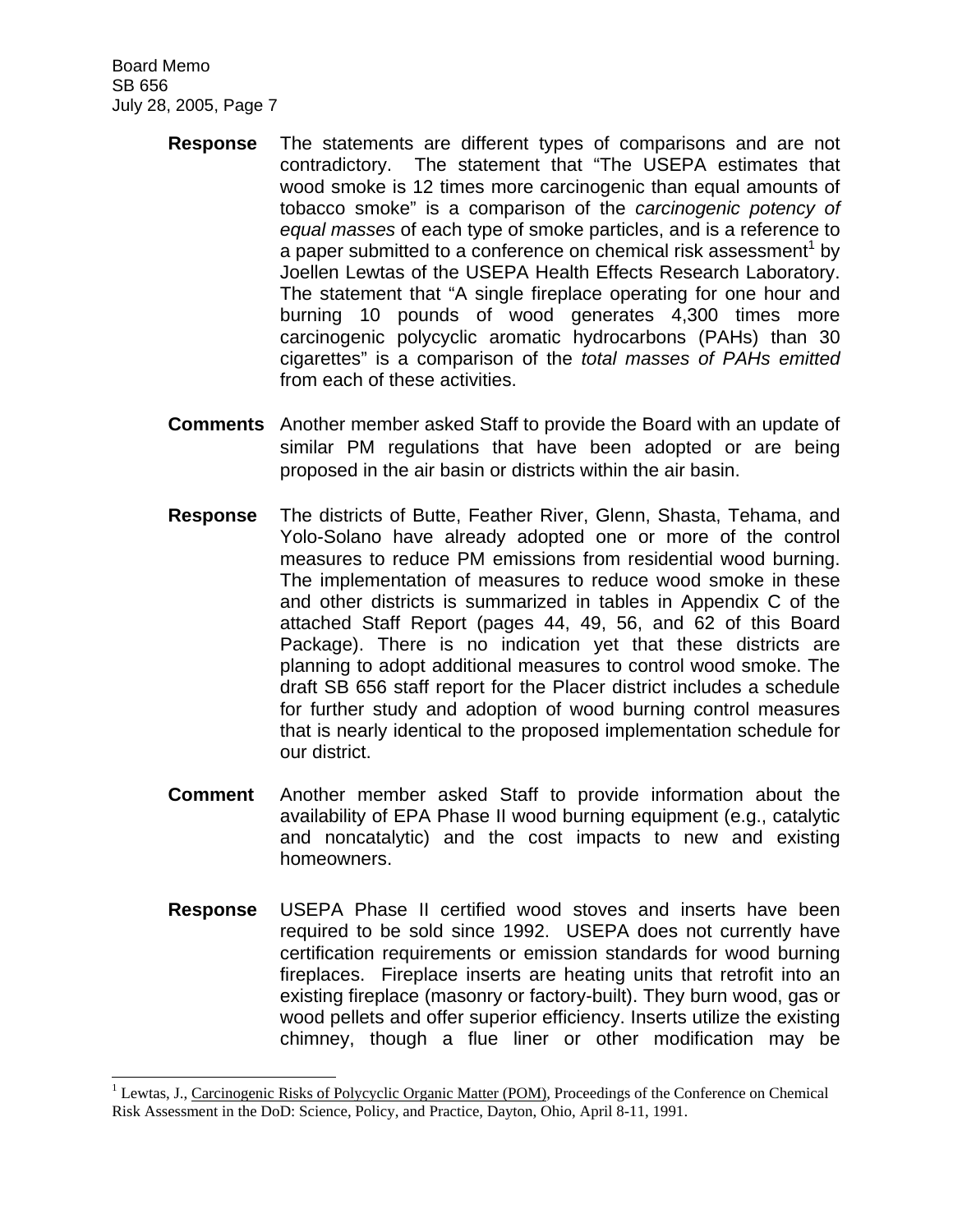**Response** The statements are different types of comparisons and are not contradictory. The statement that "The USEPA estimates that wood smoke is 12 times more carcinogenic than equal amounts of tobacco smoke" is a comparison of the *carcinogenic potency of equal masses* of each type of smoke particles, and is a reference to a paper submitted to a conference on chemical risk assessment[1] by Joellen Lewtas of the USEPA Health Effects Research Laboratory. The statement that "A single fireplace operating for one hour and burning 10 pounds of wood generates 4,300 times more carcinogenic polycyclic aromatic hydrocarbons (PAHs) than 30 cigarettes" is a comparison of the *total masses of PAHs emitted* from each of these activities.

**Comments** Another member asked Staff to provide the Board with an update of similar PM regulations that have been adopted or are being proposed in the air basin or districts within the air basin.

**Response** The districts of Butte, Feather River, Glenn, Shasta, Tehama, and Yolo-Solano have already adopted one or more of the control measures to reduce PM emissions from residential wood burning. The implementation of measures to reduce wood smoke in these and other districts is summarized in tables in Appendix C of the attached Staff Report (pages 44, 49, 56, and 62 of this Board Package). There is no indication yet that these districts are planning to adopt additional measures to control wood smoke. The draft SB 656 staff report for the Placer district includes a schedule for further study and adoption of wood burning control measures that is nearly identical to the proposed implementation schedule for our district.

**Comment** Another member asked Staff to provide information about the availability of EPA Phase II wood burning equipment (e.g., catalytic and noncatalytic) and the cost impacts to new and existing homeowners.

**Response** USEPA Phase II certified wood stoves and inserts have been required to be sold since 1992. USEPA does not currently have certification requirements or emission standards for wood burning fireplaces. Fireplace inserts are heating units that retrofit into an existing fireplace (masonry or factory-built). They burn wood, gas or wood pellets and offer superior efficiency. Inserts utilize the existing chimney, though a flue liner or other modification may be

---

[1] Lewtas, J., Carcinogenic Risks of Polycyclic Organic Matter (POM), Proceedings of the Conference on Chemical Risk Assessment in the DoD: Science, Policy, and Practice, Dayton, Ohio, April 8-11, 1991.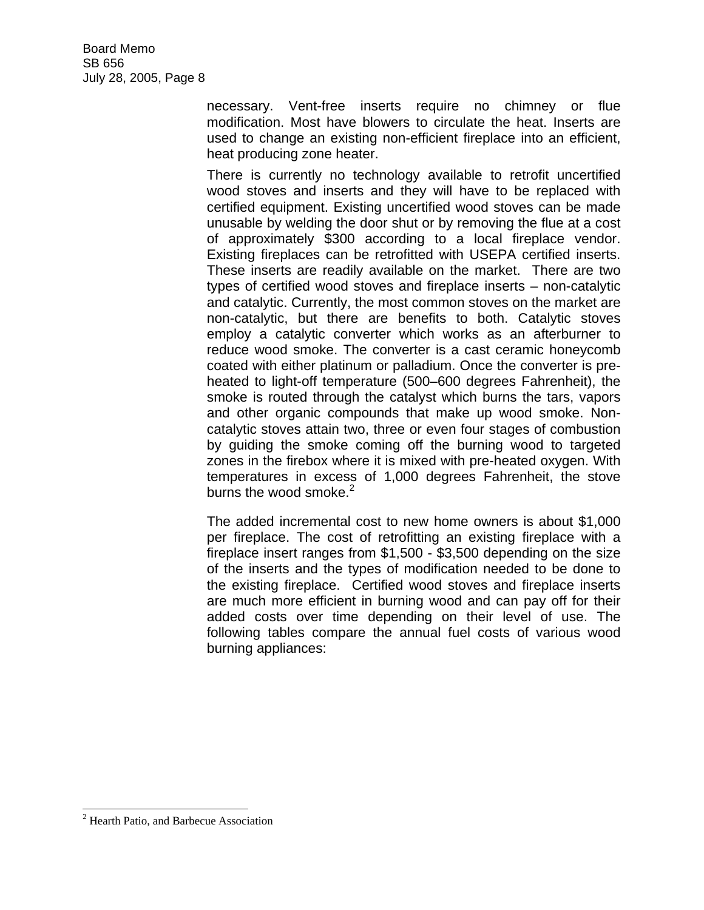necessary. Vent-free inserts require no chimney or flue modification. Most have blowers to circulate the heat. Inserts are used to change an existing non-efficient fireplace into an efficient, heat producing zone heater.

There is currently no technology available to retrofit uncertified wood stoves and inserts and they will have to be replaced with certified equipment. Existing uncertified wood stoves can be made unusable by welding the door shut or by removing the flue at a cost of approximately $300 according to a local fireplace vendor. Existing fireplaces can be retrofitted with USEPA certified inserts. These inserts are readily available on the market. There are two types of certified wood stoves and fireplace inserts – non-catalytic and catalytic. Currently, the most common stoves on the market are non-catalytic, but there are benefits to both. Catalytic stoves employ a catalytic converter which works as an afterburner to reduce wood smoke. The converter is a cast ceramic honeycomb coated with either platinum or palladium. Once the converter is pre-heated to light-off temperature (500–600 degrees Fahrenheit), the smoke is routed through the catalyst which burns the tars, vapors and other organic compounds that make up wood smoke. Non-catalytic stoves attain two, three or even four stages of combustion by guiding the smoke coming off the burning wood to targeted zones in the firebox where it is mixed with pre-heated oxygen. With temperatures in excess of 1,000 degrees Fahrenheit, the stove burns the wood smoke.[2]

The added incremental cost to new home owners is about $1,000 per fireplace. The cost of retrofitting an existing fireplace with a fireplace insert ranges from $1,500 - $3,500 depending on the size of the inserts and the types of modification needed to be done to the existing fireplace. Certified wood stoves and fireplace inserts are much more efficient in burning wood and can pay off for their added costs over time depending on their level of use. The following tables compare the annual fuel costs of various wood burning appliances:

[2] Hearth Patio, and Barbecue Association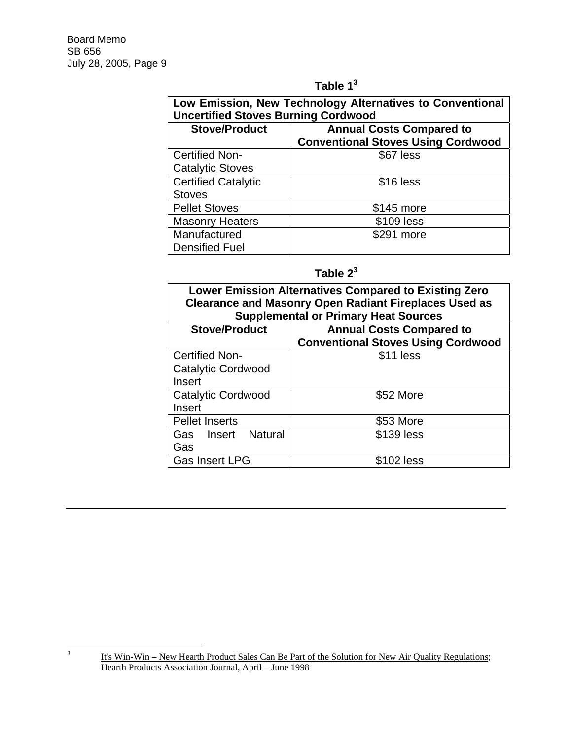**Table 1**[3]

| Low Emission, New Technology Alternatives to Conventional Uncertified Stoves Burning Cordwood | |
|---|---|
| **Stove/Product** | **Annual Costs Compared to Conventional Stoves Using Cordwood** |
| Certified Non-Catalytic Stoves | $67 less |
| Certified Catalytic Stoves | $16 less |
| Pellet Stoves | $145 more |
| Masonry Heaters | $109 less |
| Manufactured Densified Fuel | $291 more |

**Table 2**[3]

| Lower Emission Alternatives Compared to Existing Zero Clearance and Masonry Open Radiant Fireplaces Used as Supplemental or Primary Heat Sources | |
|---|---|
| **Stove/Product** | **Annual Costs Compared to Conventional Stoves Using Cordwood** |
| Certified Non-Catalytic Cordwood Insert | $11 less |
| Catalytic Cordwood Insert | $52 More |
| Pellet Inserts | $53 More |
| Gas Insert Natural Gas | $139 less |
| Gas Insert LPG | $102 less |

---

[3] It's Win-Win – New Hearth Product Sales Can Be Part of the Solution for New Air Quality Regulations; Hearth Products Association Journal, April – June 1998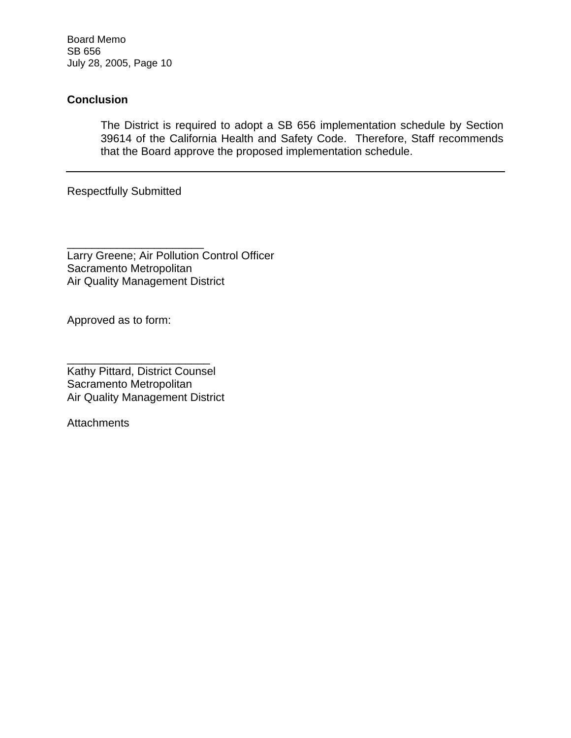## Conclusion

The District is required to adopt a SB 656 implementation schedule by Section 39614 of the California Health and Safety Code. Therefore, Staff recommends that the Board approve the proposed implementation schedule.

---

Respectfully Submitted

_____________________
Larry Greene; Air Pollution Control Officer
Sacramento Metropolitan
Air Quality Management District

Approved as to form:

______________________
Kathy Pittard, District Counsel
Sacramento Metropolitan
Air Quality Management District

Attachments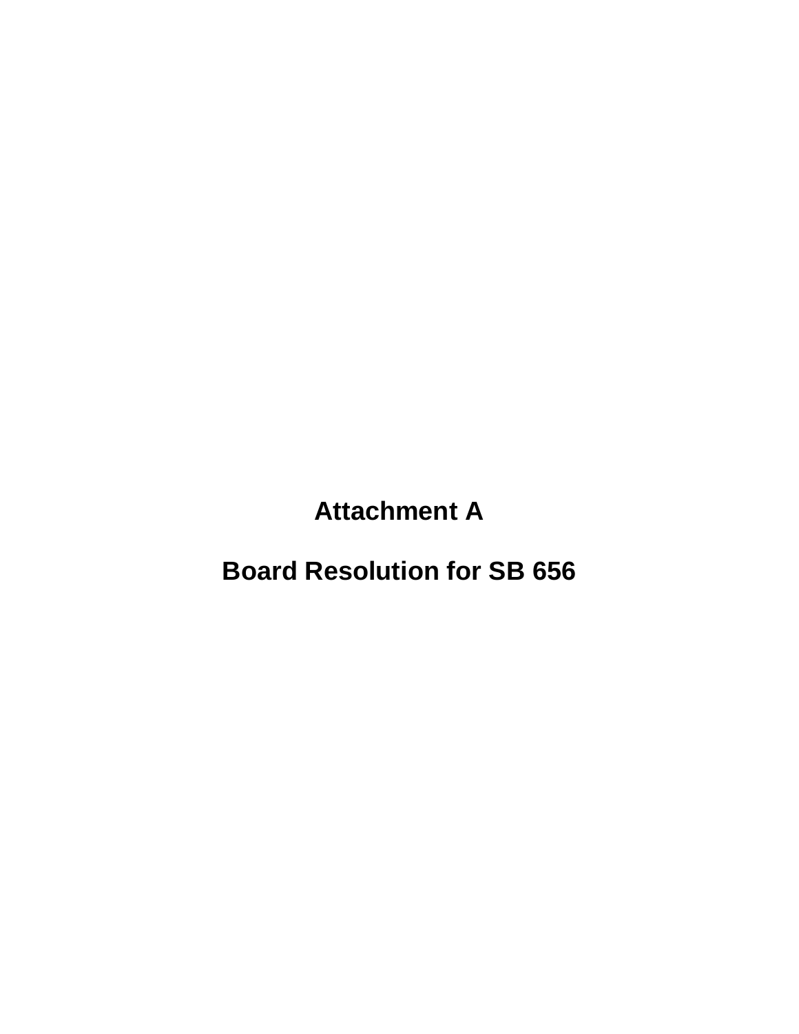# Attachment A

# Board Resolution for SB 656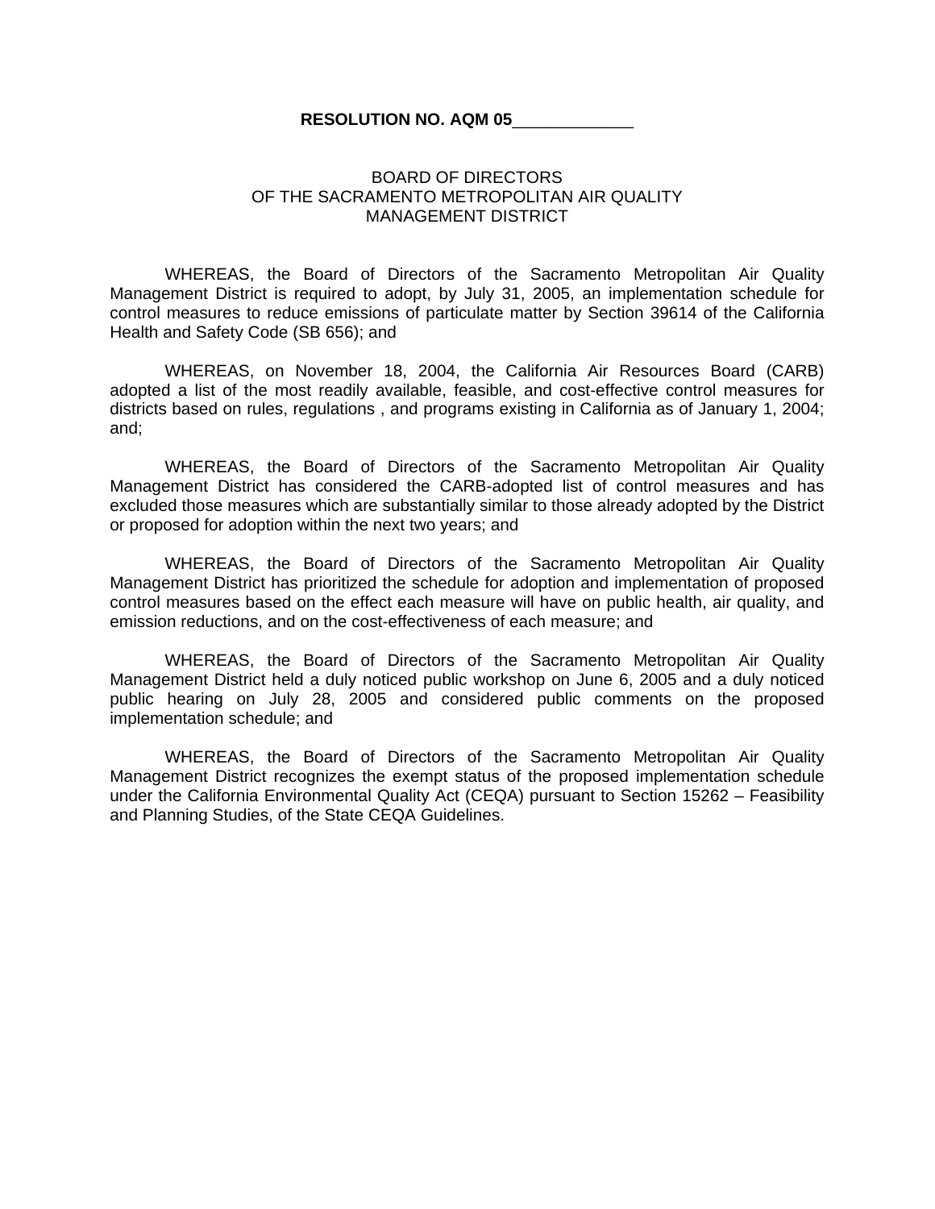**RESOLUTION NO. AQM 05_____________**

BOARD OF DIRECTORS
OF THE SACRAMENTO METROPOLITAN AIR QUALITY
MANAGEMENT DISTRICT

WHEREAS, the Board of Directors of the Sacramento Metropolitan Air Quality Management District is required to adopt, by July 31, 2005, an implementation schedule for control measures to reduce emissions of particulate matter by Section 39614 of the California Health and Safety Code (SB 656); and

WHEREAS, on November 18, 2004, the California Air Resources Board (CARB) adopted a list of the most readily available, feasible, and cost-effective control measures for districts based on rules, regulations , and programs existing in California as of January 1, 2004; and;

WHEREAS, the Board of Directors of the Sacramento Metropolitan Air Quality Management District has considered the CARB-adopted list of control measures and has excluded those measures which are substantially similar to those already adopted by the District or proposed for adoption within the next two years; and

WHEREAS, the Board of Directors of the Sacramento Metropolitan Air Quality Management District has prioritized the schedule for adoption and implementation of proposed control measures based on the effect each measure will have on public health, air quality, and emission reductions, and on the cost-effectiveness of each measure; and

WHEREAS, the Board of Directors of the Sacramento Metropolitan Air Quality Management District held a duly noticed public workshop on June 6, 2005 and a duly noticed public hearing on July 28, 2005 and considered public comments on the proposed implementation schedule; and

WHEREAS, the Board of Directors of the Sacramento Metropolitan Air Quality Management District recognizes the exempt status of the proposed implementation schedule under the California Environmental Quality Act (CEQA) pursuant to Section 15262 – Feasibility and Planning Studies, of the State CEQA Guidelines.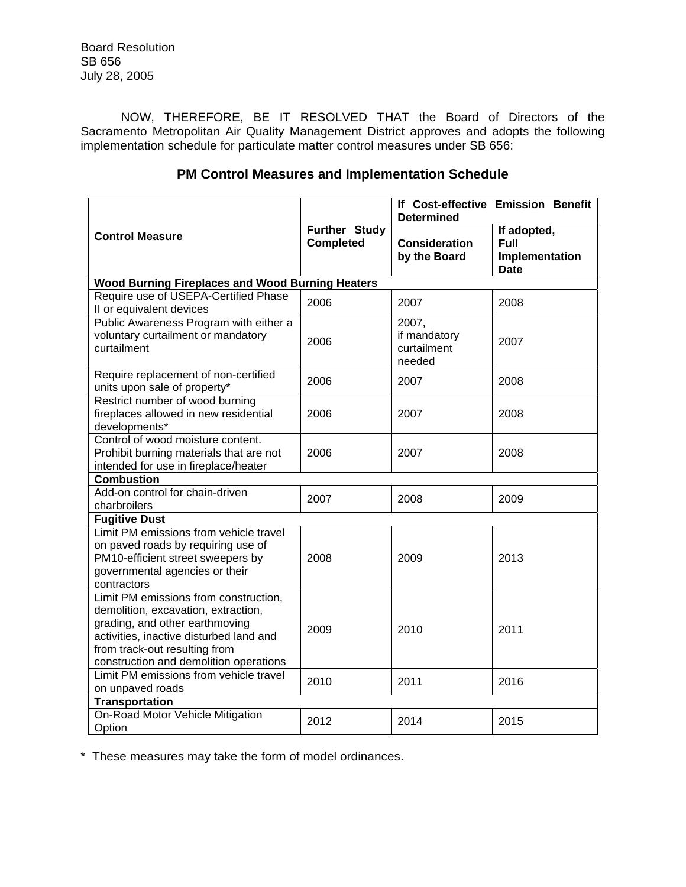Board Resolution
SB 656
July 28, 2005

NOW, THEREFORE, BE IT RESOLVED THAT the Board of Directors of the Sacramento Metropolitan Air Quality Management District approves and adopts the following implementation schedule for particulate matter control measures under SB 656:

## PM Control Measures and Implementation Schedule

| Control Measure | Further Study Completed | If Cost-effective Emission Benefit Determined | |
|---|---|---|---|
| | | **Consideration by the Board** | **If adopted, Full Implementation Date** |
| **Wood Burning Fireplaces and Wood Burning Heaters** | | | |
| Require use of USEPA-Certified Phase II or equivalent devices | 2006 | 2007 | 2008 |
| Public Awareness Program with either a voluntary curtailment or mandatory curtailment | 2006 | 2007, if mandatory curtailment needed | 2007 |
| Require replacement of non-certified units upon sale of property* | 2006 | 2007 | 2008 |
| Restrict number of wood burning fireplaces allowed in new residential developments* | 2006 | 2007 | 2008 |
| Control of wood moisture content. Prohibit burning materials that are not intended for use in fireplace/heater | 2006 | 2007 | 2008 |
| **Combustion** | | | |
| Add-on control for chain-driven charbroilers | 2007 | 2008 | 2009 |
| **Fugitive Dust** | | | |
| Limit PM emissions from vehicle travel on paved roads by requiring use of PM10-efficient street sweepers by governmental agencies or their contractors | 2008 | 2009 | 2013 |
| Limit PM emissions from construction, demolition, excavation, extraction, grading, and other earthmoving activities, inactive disturbed land and from track-out resulting from construction and demolition operations | 2009 | 2010 | 2011 |
| Limit PM emissions from vehicle travel on unpaved roads | 2010 | 2011 | 2016 |
| **Transportation** | | | |
| On-Road Motor Vehicle Mitigation Option | 2012 | 2014 | 2015 |

\* These measures may take the form of model ordinances.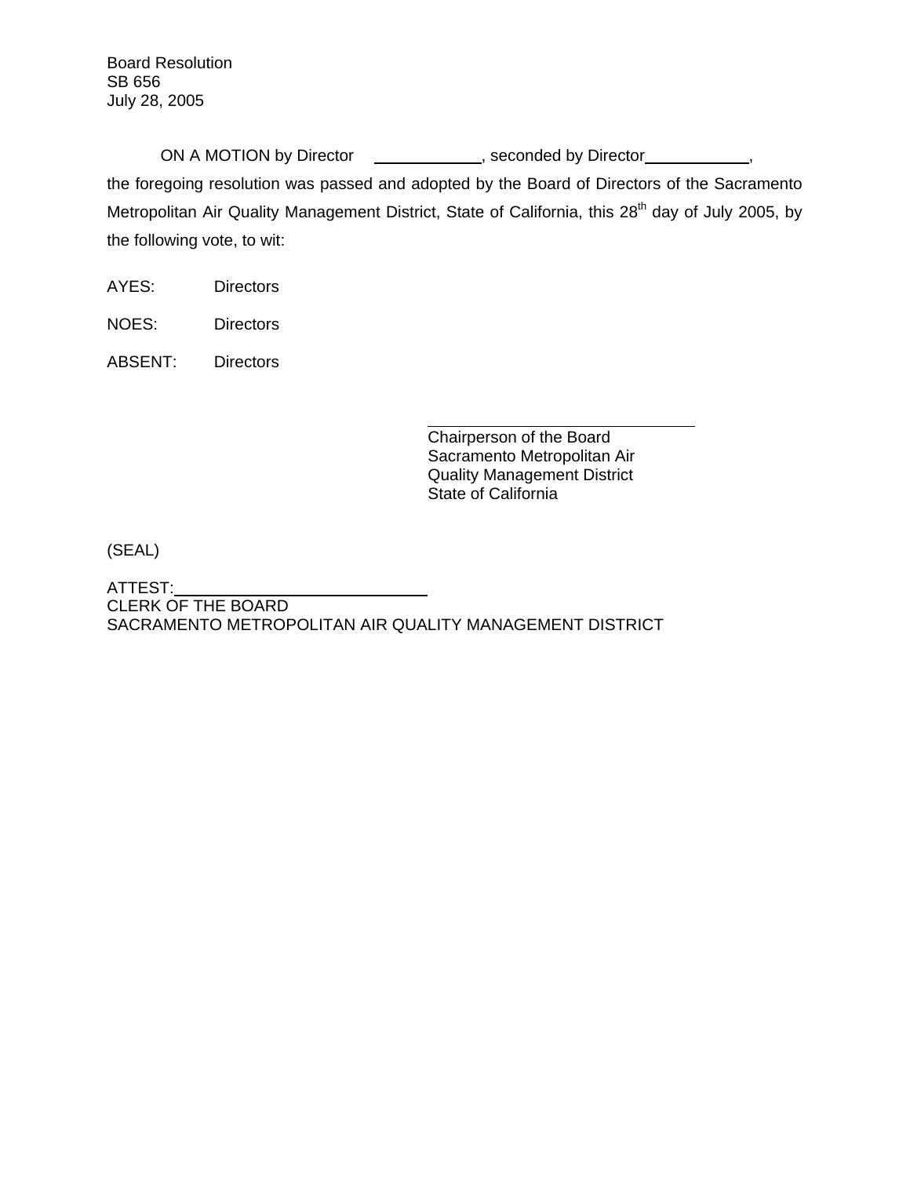Board Resolution
SB 656
July 28, 2005

ON A MOTION by Director ____________, seconded by Director____________, the foregoing resolution was passed and adopted by the Board of Directors of the Sacramento Metropolitan Air Quality Management District, State of California, this 28th day of July 2005, by the following vote, to wit:

AYES: Directors

NOES: Directors

ABSENT: Directors

______________________________
Chairperson of the Board
Sacramento Metropolitan Air
Quality Management District
State of California

(SEAL)

ATTEST:____________________________
CLERK OF THE BOARD
SACRAMENTO METROPOLITAN AIR QUALITY MANAGEMENT DISTRICT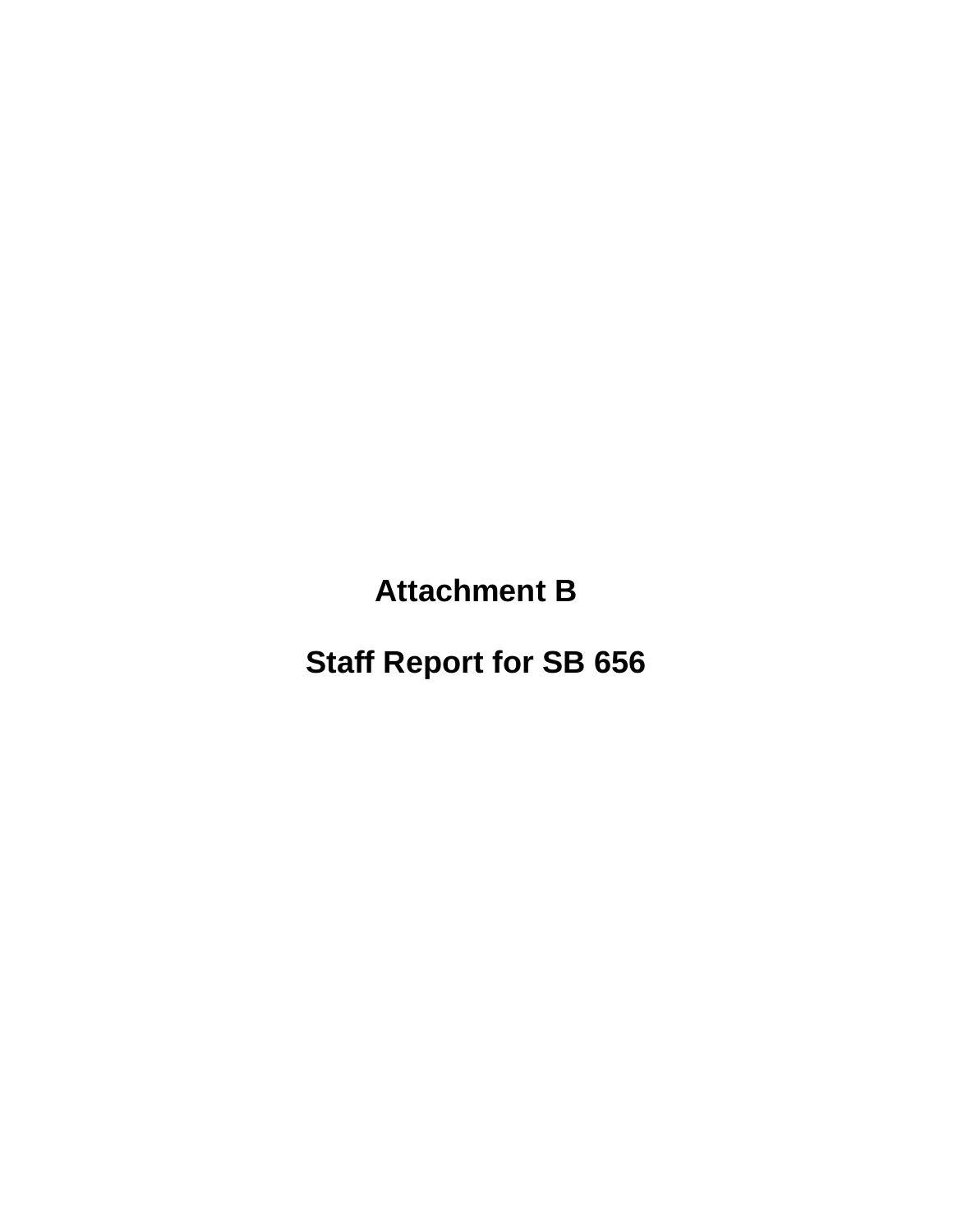# Attachment B

# Staff Report for SB 656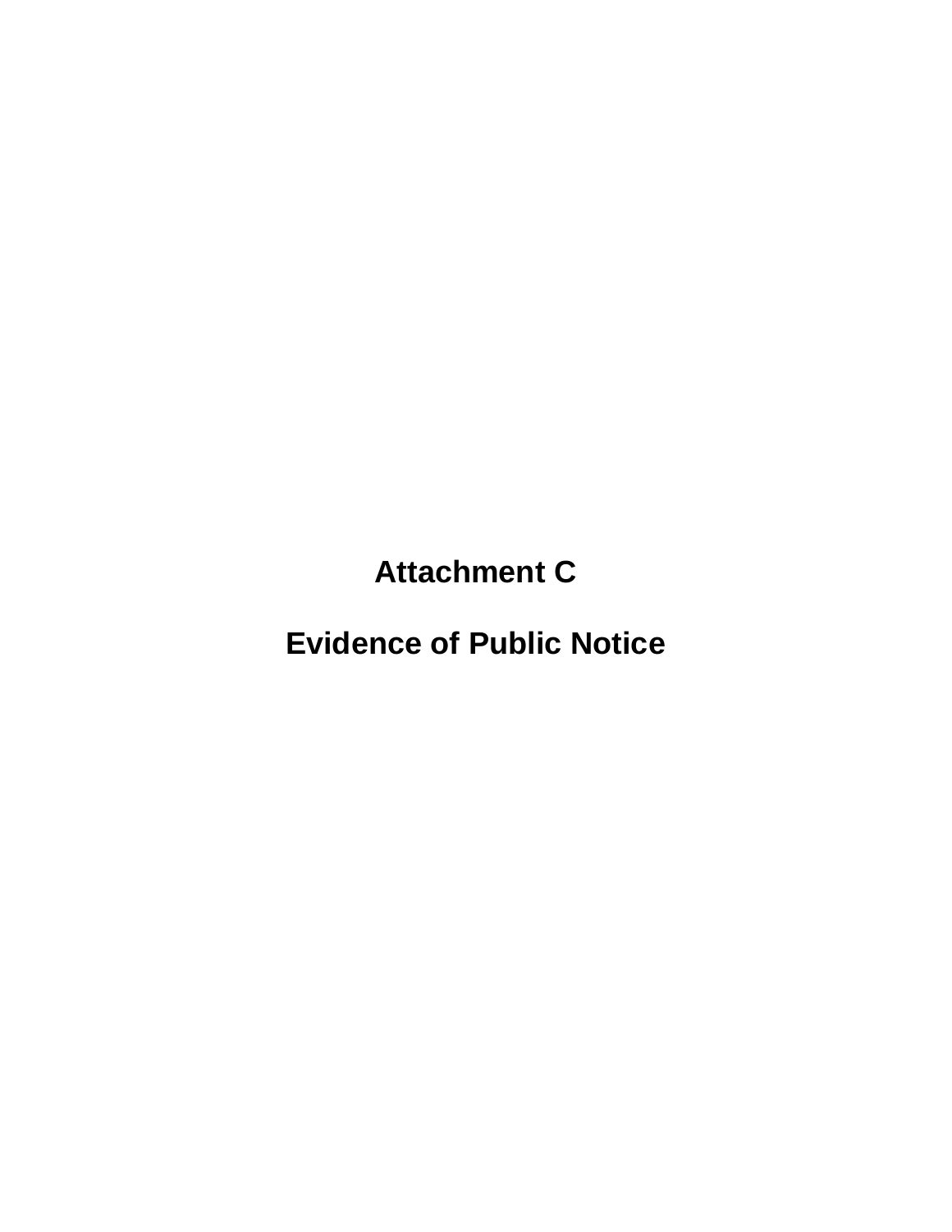# Attachment C

# Evidence of Public Notice